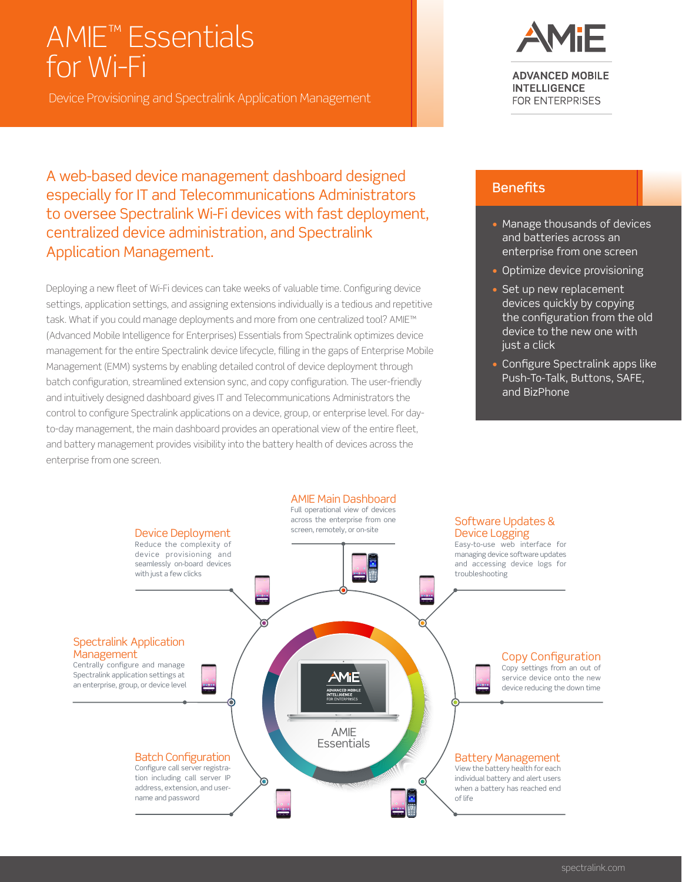# AMIE™ Essentials for Wi-Fi

Device Provisioning and Spectralink Application Management

**ADVANCED MOBILE INTELLIGENCE** FOR ENTERPRISES

## A web-based device management dashboard designed especially for IT and Telecommunications Administrators to oversee Spectralink Wi-Fi devices with fast deployment, centralized device administration, and Spectralink Application Management.

Deploying a new fleet of Wi-Fi devices can take weeks of valuable time. Configuring device settings, application settings, and assigning extensions individually is a tedious and repetitive task. What if you could manage deployments and more from one centralized tool? AMIE™ (Advanced Mobile Intelligence for Enterprises) Essentials from Spectralink optimizes device management for the entire Spectralink device lifecycle, filling in the gaps of Enterprise Mobile Management (EMM) systems by enabling detailed control of device deployment through batch configuration, streamlined extension sync, and copy configuration. The user-friendly and intuitively designed dashboard gives IT and Telecommunications Administrators the control to configure Spectralink applications on a device, group, or enterprise level. For day-to-day management, the main dashboard provides an operational view of the entire fleet, and battery management provides visibility into the battery health of devices across the enterprise from one screen.

## Benefits

- Manage thousands of devices and batteries across an enterprise from one screen
- Optimize device provisioning
- Set up new replacement devices quickly by copying the configuration from the old device to the new one with just a click
- Configure Spectralink apps like Push-To-Talk, Buttons, SAFE, and BizPhone

### AMIE Main Dashboard

Full operational view of devices across the enterprise from one screen, remotely, or on-site

### Device Deployment

Reduce the complexity of device provisioning and seamlessly on-board devices with just a few clicks

### Software Updates & Device Logging

Easy-to-use web interface for managing device software updates and accessing device logs for troubleshooting

### Spectralink Application Management

Centrally configure and manage Spectralink application settings at an enterprise, group, or device level

### Copy Configuration

Copy settings from an out of service device onto the new device reducing the down time

### Batch Configuration

Configure call server registration including call server IP address, extension, and user-name and password

### Battery Management

View the battery health for each individual battery and alert users when a battery has reached end of life

AMIE Essentials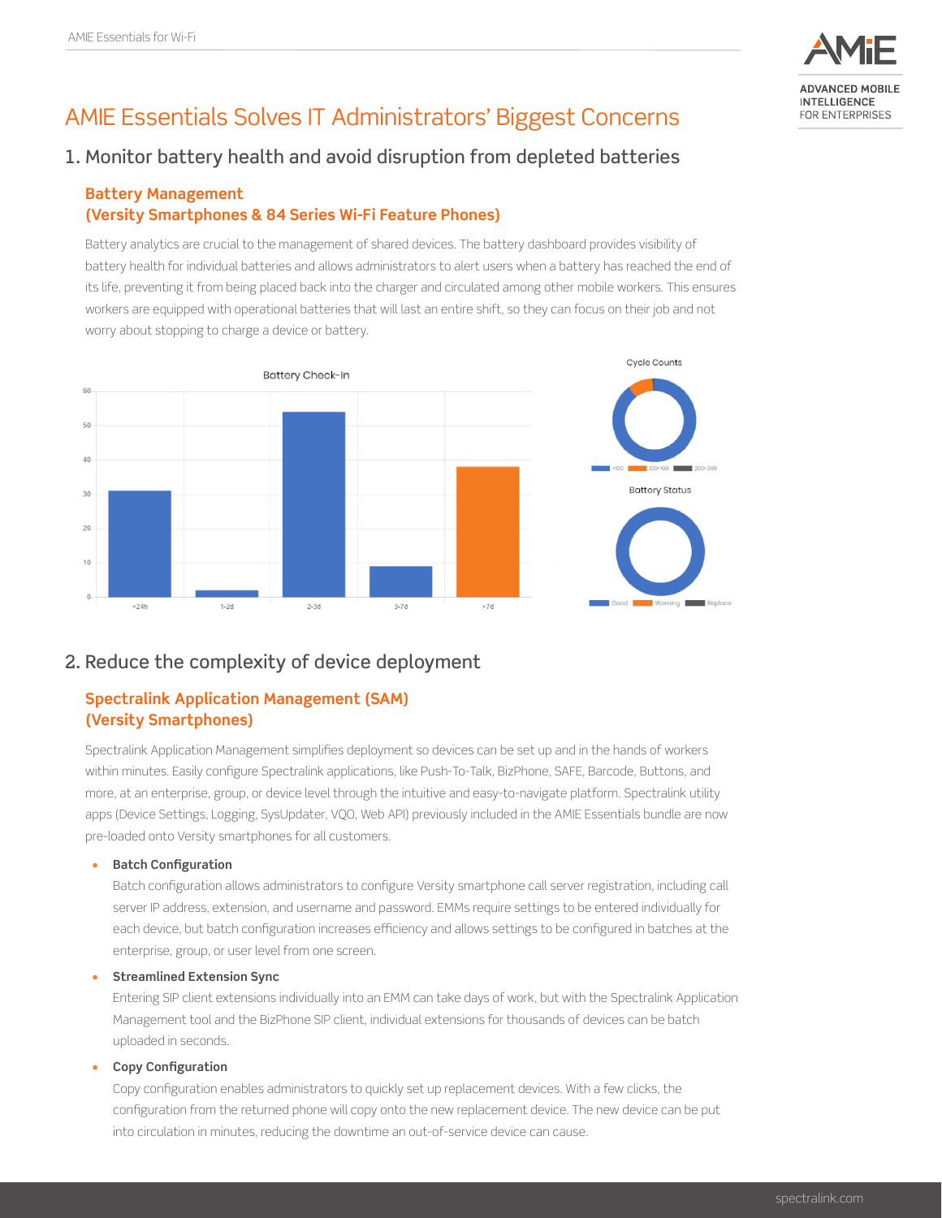# AMIE Essentials Solves IT Administrators' Biggest Concerns

## 1. Monitor battery health and avoid disruption from depleted batteries

### Battery Management
### (Versity Smartphones & 84 Series Wi-Fi Feature Phones)

Battery analytics are crucial to the management of shared devices. The battery dashboard provides visibility of battery health for individual batteries and allows administrators to alert users when a battery has reached the end of its life, preventing it from being placed back into the charger and circulated among other mobile workers. This ensures workers are equipped with operational batteries that will last an entire shift, so they can focus on their job and not worry about stopping to charge a device or battery.

## 2. Reduce the complexity of device deployment

### Spectralink Application Management (SAM)
### (Versity Smartphones)

Spectralink Application Management simplifies deployment so devices can be set up and in the hands of workers within minutes. Easily configure Spectralink applications, like Push-To-Talk, BizPhone, SAFE, Barcode, Buttons, and more, at an enterprise, group, or device level through the intuitive and easy-to-navigate platform. Spectralink utility apps (Device Settings, Logging, SysUpdater, VQO, Web API) previously included in the AMIE Essentials bundle are now pre-loaded onto Versity smartphones for all customers.

- **Batch Configuration**
  Batch configuration allows administrators to configure Versity smartphone call server registration, including call server IP address, extension, and username and password. EMMs require settings to be entered individually for each device, but batch configuration increases efficiency and allows settings to be configured in batches at the enterprise, group, or user level from one screen.

- **Streamlined Extension Sync**
  Entering SIP client extensions individually into an EMM can take days of work, but with the Spectralink Application Management tool and the BizPhone SIP client, individual extensions for thousands of devices can be batch uploaded in seconds.

- **Copy Configuration**
  Copy configuration enables administrators to quickly set up replacement devices. With a few clicks, the configuration from the returned phone will copy onto the new replacement device. The new device can be put into circulation in minutes, reducing the downtime an out-of-service device can cause.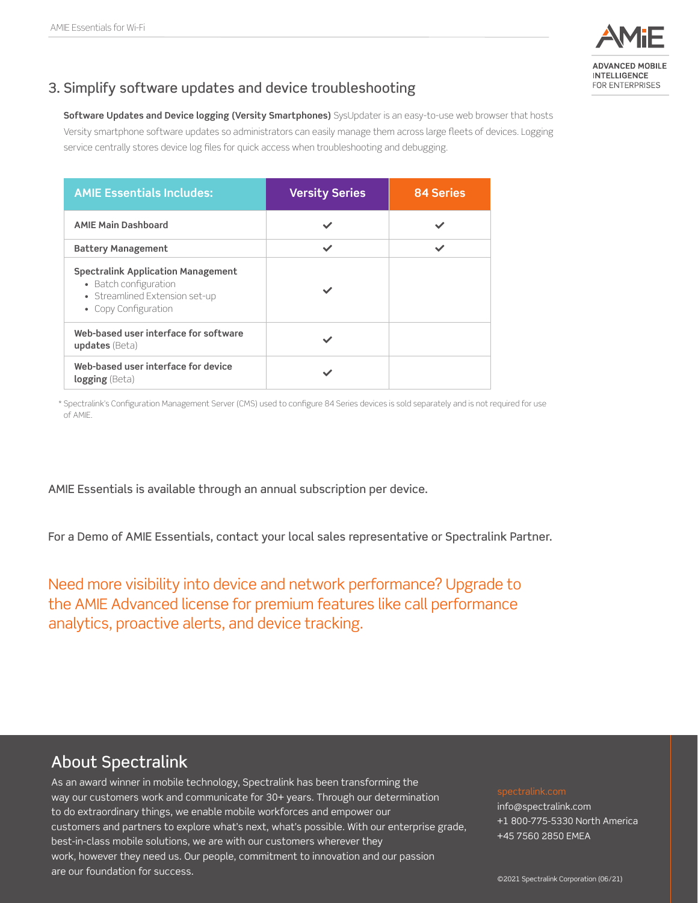### 3. Simplify software updates and device troubleshooting

**Software Updates and Device logging (Versity Smartphones)** SysUpdater is an easy-to-use web browser that hosts Versity smartphone software updates so administrators can easily manage them across large fleets of devices. Logging service centrally stores device log files for quick access when troubleshooting and debugging.

| AMIE Essentials Includes: | Versity Series | 84 Series |
|---|---|---|
| **AMIE Main Dashboard** | ✓ | ✓ |
| **Battery Management** | ✓ | ✓ |
| **Spectralink Application Management**<br>• Batch configuration<br>• Streamlined Extension set-up<br>• Copy Configuration | ✓ | |
| **Web-based user interface for software updates** (Beta) | ✓ | |
| **Web-based user interface for device logging** (Beta) | ✓ | |

* Spectralink's Configuration Management Server (CMS) used to configure 84 Series devices is sold separately and is not required for use of AMIE.

AMIE Essentials is available through an annual subscription per device.

For a Demo of AMIE Essentials, contact your local sales representative or Spectralink Partner.

Need more visibility into device and network performance? Upgrade to the AMIE Advanced license for premium features like call performance analytics, proactive alerts, and device tracking.

## About Spectralink

As an award winner in mobile technology, Spectralink has been transforming the way our customers work and communicate for 30+ years. Through our determination to do extraordinary things, we enable mobile workforces and empower our customers and partners to explore what's next, what's possible. With our enterprise grade, best-in-class mobile solutions, we are with our customers wherever they work, however they need us. Our people, commitment to innovation and our passion are our foundation for success.

spectralink.com
info@spectralink.com
+1 800-775-5330 North America
+45 7560 2850 EMEA

©2021 Spectralink Corporation (06/21)